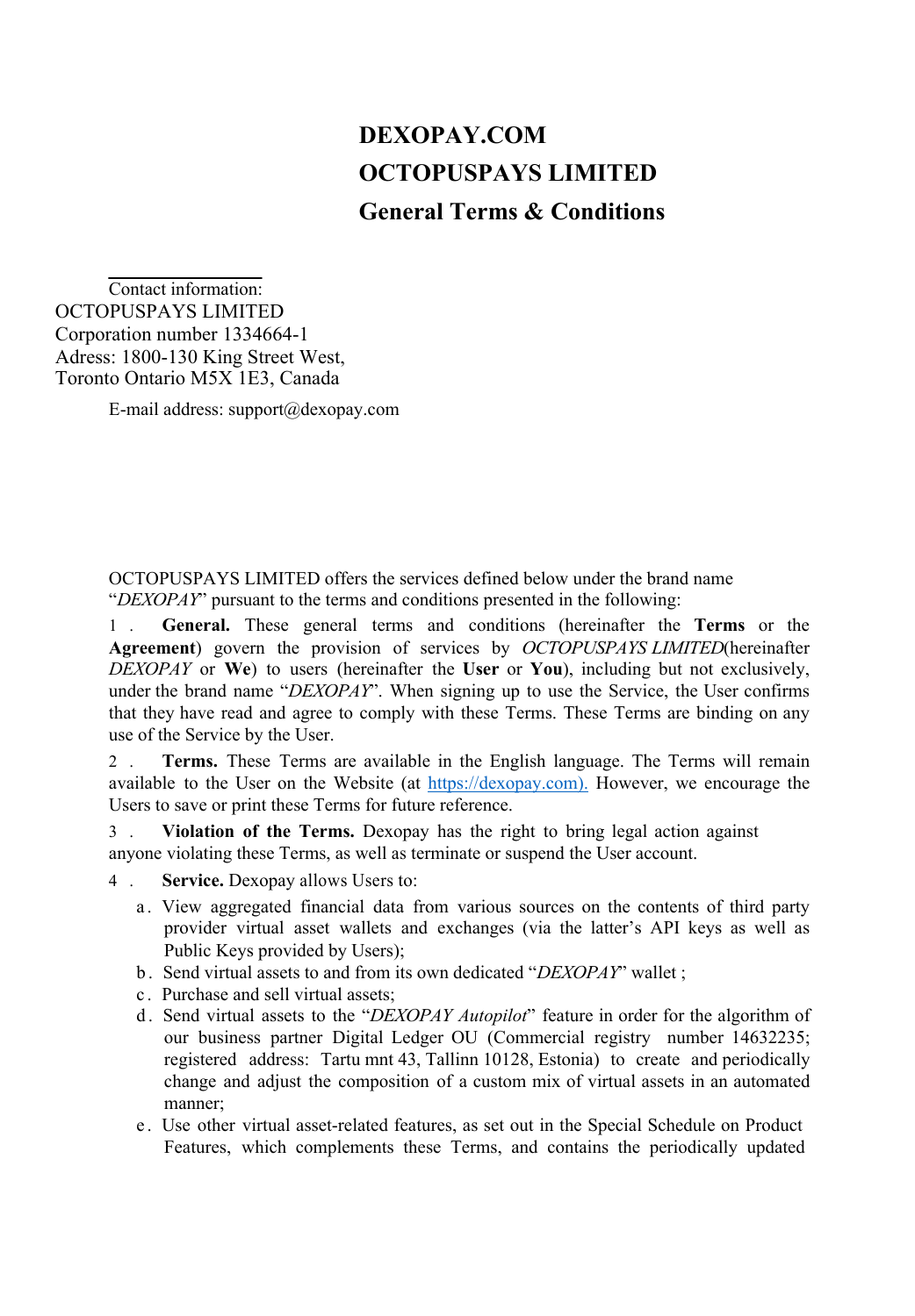# DEXOPAY.COM

# OCTOPUSPAYS LIMITED

# General Terms & Conditions

Contact information:
OCTOPUSPAYS LIMITED
Corporation number 1334664-1
Adress: 1800-130 King Street West,
Toronto Ontario M5X 1E3, Canada

E-mail address: support@dexopay.com

OCTOPUSPAYS LIMITED offers the services defined below under the brand name "*DEXOPAY*" pursuant to the terms and conditions presented in the following:

1. **General.** These general terms and conditions (hereinafter the **Terms** or the **Agreement**) govern the provision of services by *OCTOPUSPAYS LIMITED*(hereinafter *DEXOPAY* or **We**) to users (hereinafter the **User** or **You**), including but not exclusively, under the brand name "*DEXOPAY*". When signing up to use the Service, the User confirms that they have read and agree to comply with these Terms. These Terms are binding on any use of the Service by the User.

2. **Terms.** These Terms are available in the English language. The Terms will remain available to the User on the Website (at [https://dexopay.com).](https://dexopay.com) However, we encourage the Users to save or print these Terms for future reference.

3. **Violation of the Terms.** Dexopay has the right to bring legal action against anyone violating these Terms, as well as terminate or suspend the User account.

4. **Service.** Dexopay allows Users to:
   a. View aggregated financial data from various sources on the contents of third party provider virtual asset wallets and exchanges (via the latter's API keys as well as Public Keys provided by Users);
   b. Send virtual assets to and from its own dedicated "*DEXOPAY*" wallet ;
   c. Purchase and sell virtual assets;
   d. Send virtual assets to the "*DEXOPAY Autopilot*" feature in order for the algorithm of our business partner Digital Ledger OU (Commercial registry number 14632235; registered address: Tartu mnt 43, Tallinn 10128, Estonia) to create and periodically change and adjust the composition of a custom mix of virtual assets in an automated manner;
   e. Use other virtual asset-related features, as set out in the Special Schedule on Product Features, which complements these Terms, and contains the periodically updated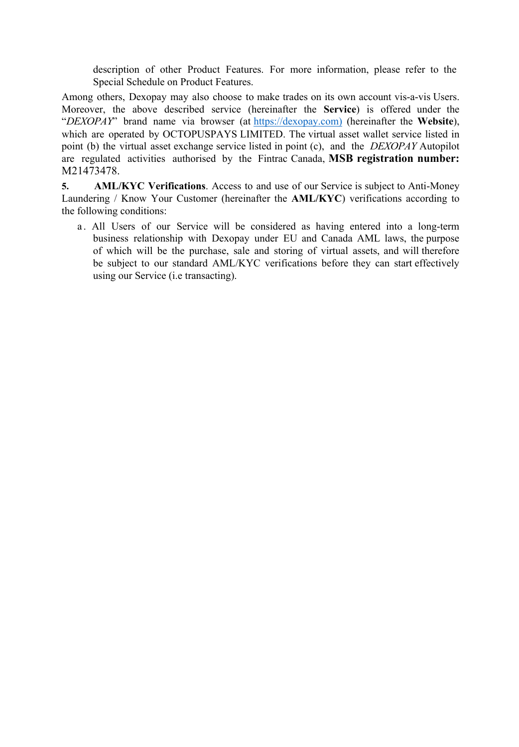description of other Product Features. For more information, please refer to the Special Schedule on Product Features.

Among others, Dexopay may also choose to make trades on its own account vis-a-vis Users. Moreover, the above described service (hereinafter the **Service**) is offered under the "*DEXOPAY*" brand name via browser (at [https://dexopay.com)](https://dexopay.com) (hereinafter the **Website**), which are operated by OCTOPUSPAYS LIMITED. The virtual asset wallet service listed in point (b) the virtual asset exchange service listed in point (c), and the *DEXOPAY* Autopilot are regulated activities authorised by the Fintrac Canada, **MSB registration number:** M21473478.

**5. AML/KYC Verifications**. Access to and use of our Service is subject to Anti-Money Laundering / Know Your Customer (hereinafter the **AML/KYC**) verifications according to the following conditions:

a. All Users of our Service will be considered as having entered into a long-term business relationship with Dexopay under EU and Canada AML laws, the purpose of which will be the purchase, sale and storing of virtual assets, and will therefore be subject to our standard AML/KYC verifications before they can start effectively using our Service (i.e transacting).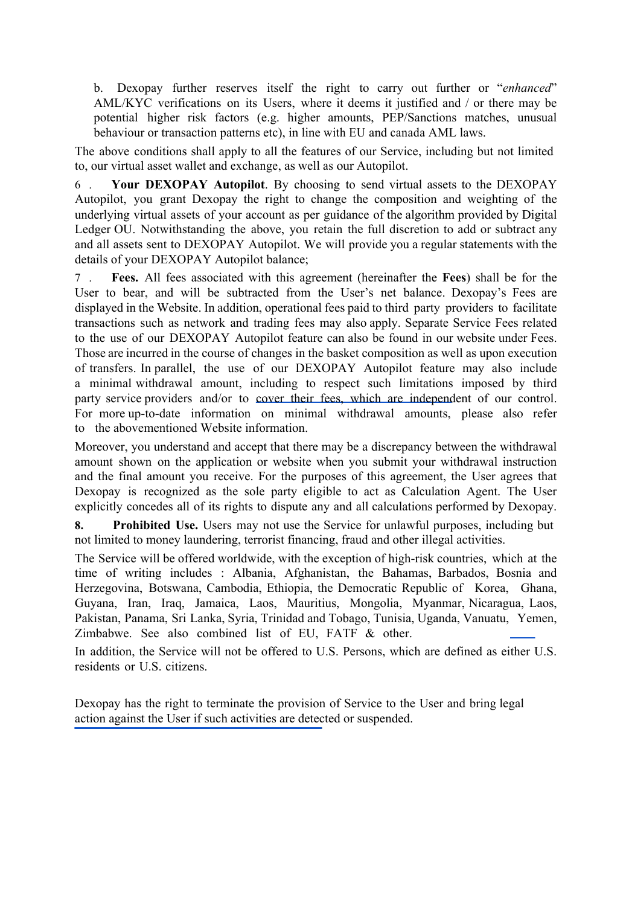b. Dexopay further reserves itself the right to carry out further or "*enhanced*" AML/KYC verifications on its Users, where it deems it justified and / or there may be potential higher risk factors (e.g. higher amounts, PEP/Sanctions matches, unusual behaviour or transaction patterns etc), in line with EU and canada AML laws.

The above conditions shall apply to all the features of our Service, including but not limited to, our virtual asset wallet and exchange, as well as our Autopilot.

6 . **Your DEXOPAY Autopilot**. By choosing to send virtual assets to the DEXOPAY Autopilot, you grant Dexopay the right to change the composition and weighting of the underlying virtual assets of your account as per guidance of the algorithm provided by Digital Ledger OU. Notwithstanding the above, you retain the full discretion to add or subtract any and all assets sent to DEXOPAY Autopilot. We will provide you a regular statements with the details of your DEXOPAY Autopilot balance;

7 . **Fees.** All fees associated with this agreement (hereinafter the **Fees**) shall be for the User to bear, and will be subtracted from the User's net balance. Dexopay's Fees are displayed in the Website. In addition, operational fees paid to third party providers to facilitate transactions such as network and trading fees may also apply. Separate Service Fees related to the use of our DEXOPAY Autopilot feature can also be found in our website under Fees. Those are incurred in the course of changes in the basket composition as well as upon execution of transfers. In parallel, the use of our DEXOPAY Autopilot feature may also include a minimal withdrawal amount, including to respect such limitations imposed by third party service providers and/or to cover their fees, which are independent of our control. For more up-to-date information on minimal withdrawal amounts, please also refer to the abovementioned Website information.

Moreover, you understand and accept that there may be a discrepancy between the withdrawal amount shown on the application or website when you submit your withdrawal instruction and the final amount you receive. For the purposes of this agreement, the User agrees that Dexopay is recognized as the sole party eligible to act as Calculation Agent. The User explicitly concedes all of its rights to dispute any and all calculations performed by Dexopay.

**8. Prohibited Use.** Users may not use the Service for unlawful purposes, including but not limited to money laundering, terrorist financing, fraud and other illegal activities.

The Service will be offered worldwide, with the exception of high-risk countries, which at the time of writing includes : Albania, Afghanistan, the Bahamas, Barbados, Bosnia and Herzegovina, Botswana, Cambodia, Ethiopia, the Democratic Republic of Korea, Ghana, Guyana, Iran, Iraq, Jamaica, Laos, Mauritius, Mongolia, Myanmar, Nicaragua, Laos, Pakistan, Panama, Sri Lanka, Syria, Trinidad and Tobago, Tunisia, Uganda, Vanuatu, Yemen, Zimbabwe. See also combined list of EU, FATF & other.

In addition, the Service will not be offered to U.S. Persons, which are defined as either U.S. residents or U.S. citizens.

Dexopay has the right to terminate the provision of Service to the User and bring legal action against the User if such activities are detected or suspended.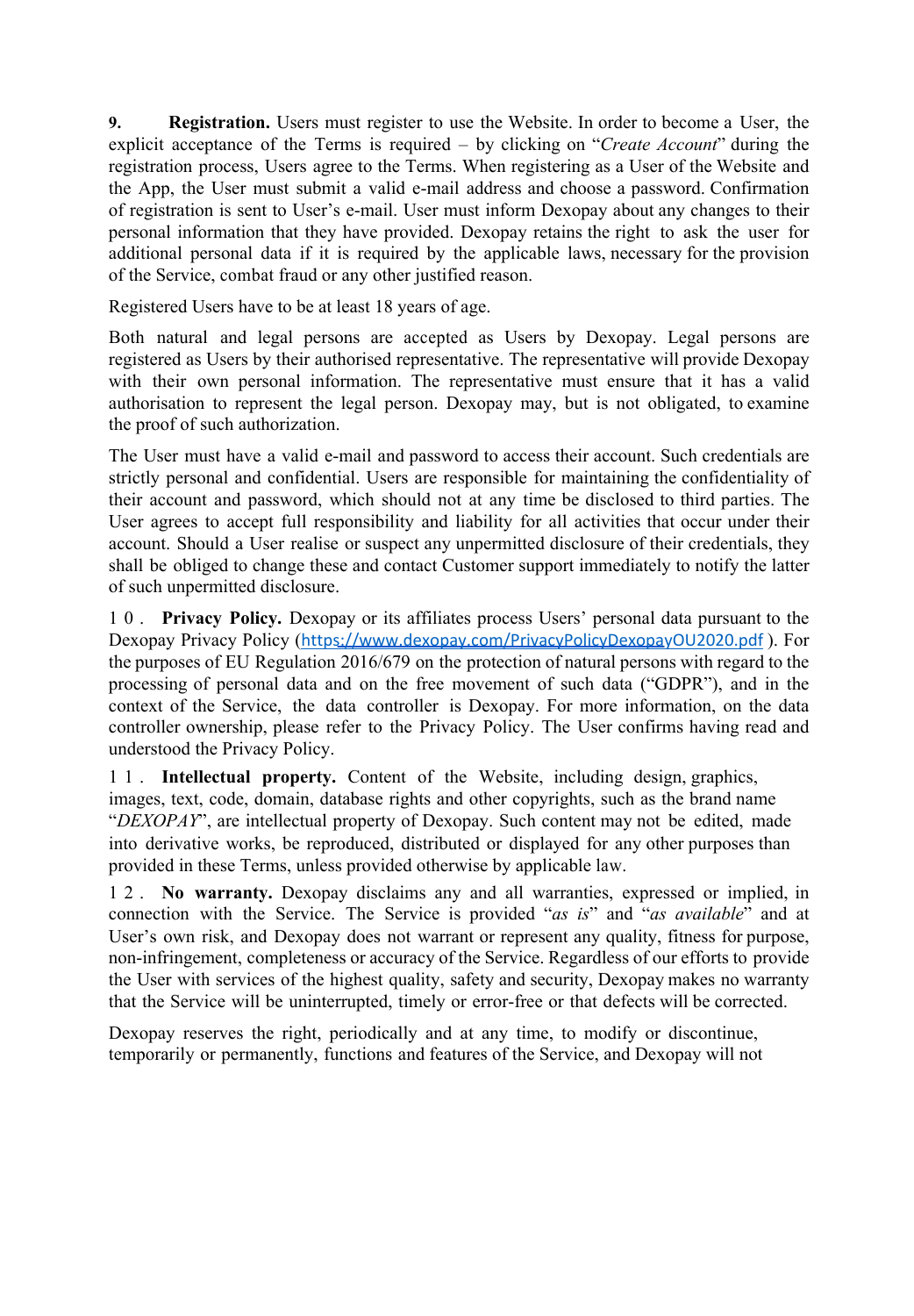**9.** **Registration.** Users must register to use the Website. In order to become a User, the explicit acceptance of the Terms is required – by clicking on "*Create Account*" during the registration process, Users agree to the Terms. When registering as a User of the Website and the App, the User must submit a valid e-mail address and choose a password. Confirmation of registration is sent to User's e-mail. User must inform Dexopay about any changes to their personal information that they have provided. Dexopay retains the right to ask the user for additional personal data if it is required by the applicable laws, necessary for the provision of the Service, combat fraud or any other justified reason.

Registered Users have to be at least 18 years of age.

Both natural and legal persons are accepted as Users by Dexopay. Legal persons are registered as Users by their authorised representative. The representative will provide Dexopay with their own personal information. The representative must ensure that it has a valid authorisation to represent the legal person. Dexopay may, but is not obligated, to examine the proof of such authorization.

The User must have a valid e-mail and password to access their account. Such credentials are strictly personal and confidential. Users are responsible for maintaining the confidentiality of their account and password, which should not at any time be disclosed to third parties. The User agrees to accept full responsibility and liability for all activities that occur under their account. Should a User realise or suspect any unpermitted disclosure of their credentials, they shall be obliged to change these and contact Customer support immediately to notify the latter of such unpermitted disclosure.

**10.** **Privacy Policy.** Dexopay or its affiliates process Users' personal data pursuant to the Dexopay Privacy Policy (https://www.dexopay.com/PrivacyPolicyDexopayOU2020.pdf ). For the purposes of EU Regulation 2016/679 on the protection of natural persons with regard to the processing of personal data and on the free movement of such data ("GDPR"), and in the context of the Service, the data controller is Dexopay. For more information, on the data controller ownership, please refer to the Privacy Policy. The User confirms having read and understood the Privacy Policy.

**11.** **Intellectual property.** Content of the Website, including design, graphics, images, text, code, domain, database rights and other copyrights, such as the brand name "*DEXOPAY*", are intellectual property of Dexopay. Such content may not be edited, made into derivative works, be reproduced, distributed or displayed for any other purposes than provided in these Terms, unless provided otherwise by applicable law.

**12.** **No warranty.** Dexopay disclaims any and all warranties, expressed or implied, in connection with the Service. The Service is provided "*as is*" and "*as available*" and at User's own risk, and Dexopay does not warrant or represent any quality, fitness for purpose, non-infringement, completeness or accuracy of the Service. Regardless of our efforts to provide the User with services of the highest quality, safety and security, Dexopay makes no warranty that the Service will be uninterrupted, timely or error-free or that defects will be corrected.

Dexopay reserves the right, periodically and at any time, to modify or discontinue, temporarily or permanently, functions and features of the Service, and Dexopay will not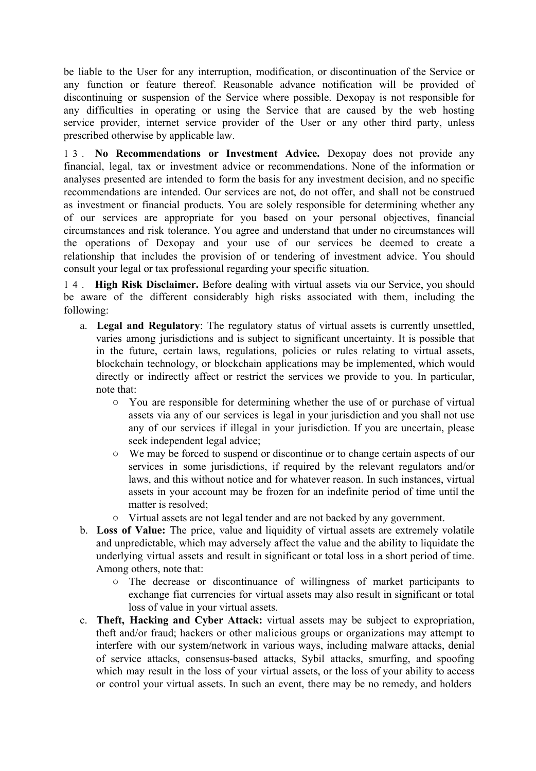be liable to the User for any interruption, modification, or discontinuation of the Service or any function or feature thereof. Reasonable advance notification will be provided of discontinuing or suspension of the Service where possible. Dexopay is not responsible for any difficulties in operating or using the Service that are caused by the web hosting service provider, internet service provider of the User or any other third party, unless prescribed otherwise by applicable law.

13. **No Recommendations or Investment Advice.** Dexopay does not provide any financial, legal, tax or investment advice or recommendations. None of the information or analyses presented are intended to form the basis for any investment decision, and no specific recommendations are intended. Our services are not, do not offer, and shall not be construed as investment or financial products. You are solely responsible for determining whether any of our services are appropriate for you based on your personal objectives, financial circumstances and risk tolerance. You agree and understand that under no circumstances will the operations of Dexopay and your use of our services be deemed to create a relationship that includes the provision of or tendering of investment advice. You should consult your legal or tax professional regarding your specific situation.

14. **High Risk Disclaimer.** Before dealing with virtual assets via our Service, you should be aware of the different considerably high risks associated with them, including the following:

a. **Legal and Regulatory**: The regulatory status of virtual assets is currently unsettled, varies among jurisdictions and is subject to significant uncertainty. It is possible that in the future, certain laws, regulations, policies or rules relating to virtual assets, blockchain technology, or blockchain applications may be implemented, which would directly or indirectly affect or restrict the services we provide to you. In particular, note that:
   - You are responsible for determining whether the use of or purchase of virtual assets via any of our services is legal in your jurisdiction and you shall not use any of our services if illegal in your jurisdiction. If you are uncertain, please seek independent legal advice;
   - We may be forced to suspend or discontinue or to change certain aspects of our services in some jurisdictions, if required by the relevant regulators and/or laws, and this without notice and for whatever reason. In such instances, virtual assets in your account may be frozen for an indefinite period of time until the matter is resolved;
   - Virtual assets are not legal tender and are not backed by any government.

b. **Loss of Value:** The price, value and liquidity of virtual assets are extremely volatile and unpredictable, which may adversely affect the value and the ability to liquidate the underlying virtual assets and result in significant or total loss in a short period of time. Among others, note that:
   - The decrease or discontinuance of willingness of market participants to exchange fiat currencies for virtual assets may also result in significant or total loss of value in your virtual assets.

c. **Theft, Hacking and Cyber Attack:** virtual assets may be subject to expropriation, theft and/or fraud; hackers or other malicious groups or organizations may attempt to interfere with our system/network in various ways, including malware attacks, denial of service attacks, consensus-based attacks, Sybil attacks, smurfing, and spoofing which may result in the loss of your virtual assets, or the loss of your ability to access or control your virtual assets. In such an event, there may be no remedy, and holders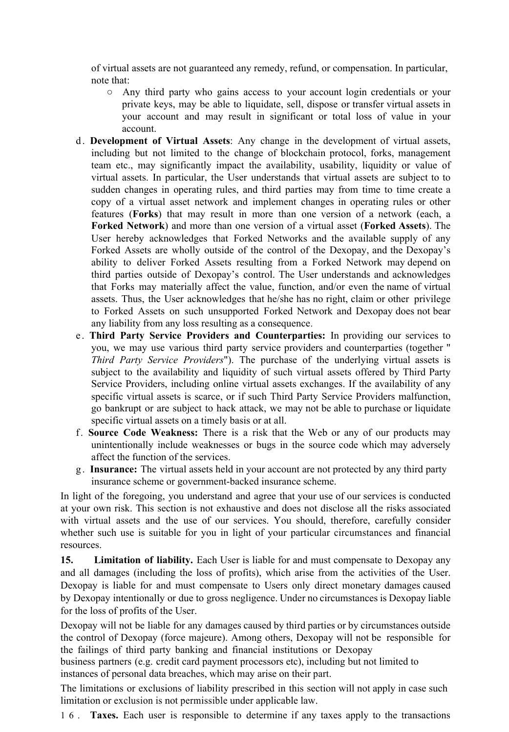of virtual assets are not guaranteed any remedy, refund, or compensation. In particular, note that:

   - Any third party who gains access to your account login credentials or your private keys, may be able to liquidate, sell, dispose or transfer virtual assets in your account and may result in significant or total loss of value in your account.

d. **Development of Virtual Assets**: Any change in the development of virtual assets, including but not limited to the change of blockchain protocol, forks, management team etc., may significantly impact the availability, usability, liquidity or value of virtual assets. In particular, the User understands that virtual assets are subject to to sudden changes in operating rules, and third parties may from time to time create a copy of a virtual asset network and implement changes in operating rules or other features (**Forks**) that may result in more than one version of a network (each, a **Forked Network**) and more than one version of a virtual asset (**Forked Assets**). The User hereby acknowledges that Forked Networks and the available supply of any Forked Assets are wholly outside of the control of the Dexopay, and the Dexopay's ability to deliver Forked Assets resulting from a Forked Network may depend on third parties outside of Dexopay's control. The User understands and acknowledges that Forks may materially affect the value, function, and/or even the name of virtual assets. Thus, the User acknowledges that he/she has no right, claim or other privilege to Forked Assets on such unsupported Forked Network and Dexopay does not bear any liability from any loss resulting as a consequence.

e. **Third Party Service Providers and Counterparties:** In providing our services to you, we may use various third party service providers and counterparties (together "*Third Party Service Providers*"). The purchase of the underlying virtual assets is subject to the availability and liquidity of such virtual assets offered by Third Party Service Providers, including online virtual assets exchanges. If the availability of any specific virtual assets is scarce, or if such Third Party Service Providers malfunction, go bankrupt or are subject to hack attack, we may not be able to purchase or liquidate specific virtual assets on a timely basis or at all.

f. **Source Code Weakness:** There is a risk that the Web or any of our products may unintentionally include weaknesses or bugs in the source code which may adversely affect the function of the services.

g. **Insurance:** The virtual assets held in your account are not protected by any third party insurance scheme or government-backed insurance scheme.

In light of the foregoing, you understand and agree that your use of our services is conducted at your own risk. This section is not exhaustive and does not disclose all the risks associated with virtual assets and the use of our services. You should, therefore, carefully consider whether such use is suitable for you in light of your particular circumstances and financial resources.

**15. Limitation of liability.** Each User is liable for and must compensate to Dexopay any and all damages (including the loss of profits), which arise from the activities of the User. Dexopay is liable for and must compensate to Users only direct monetary damages caused by Dexopay intentionally or due to gross negligence. Under no circumstances is Dexopay liable for the loss of profits of the User.

Dexopay will not be liable for any damages caused by third parties or by circumstances outside the control of Dexopay (force majeure). Among others, Dexopay will not be responsible for the failings of third party banking and financial institutions or Dexopay business partners (e.g. credit card payment processors etc), including but not limited to instances of personal data breaches, which may arise on their part.

The limitations or exclusions of liability prescribed in this section will not apply in case such limitation or exclusion is not permissible under applicable law.

**16. Taxes.** Each user is responsible to determine if any taxes apply to the transactions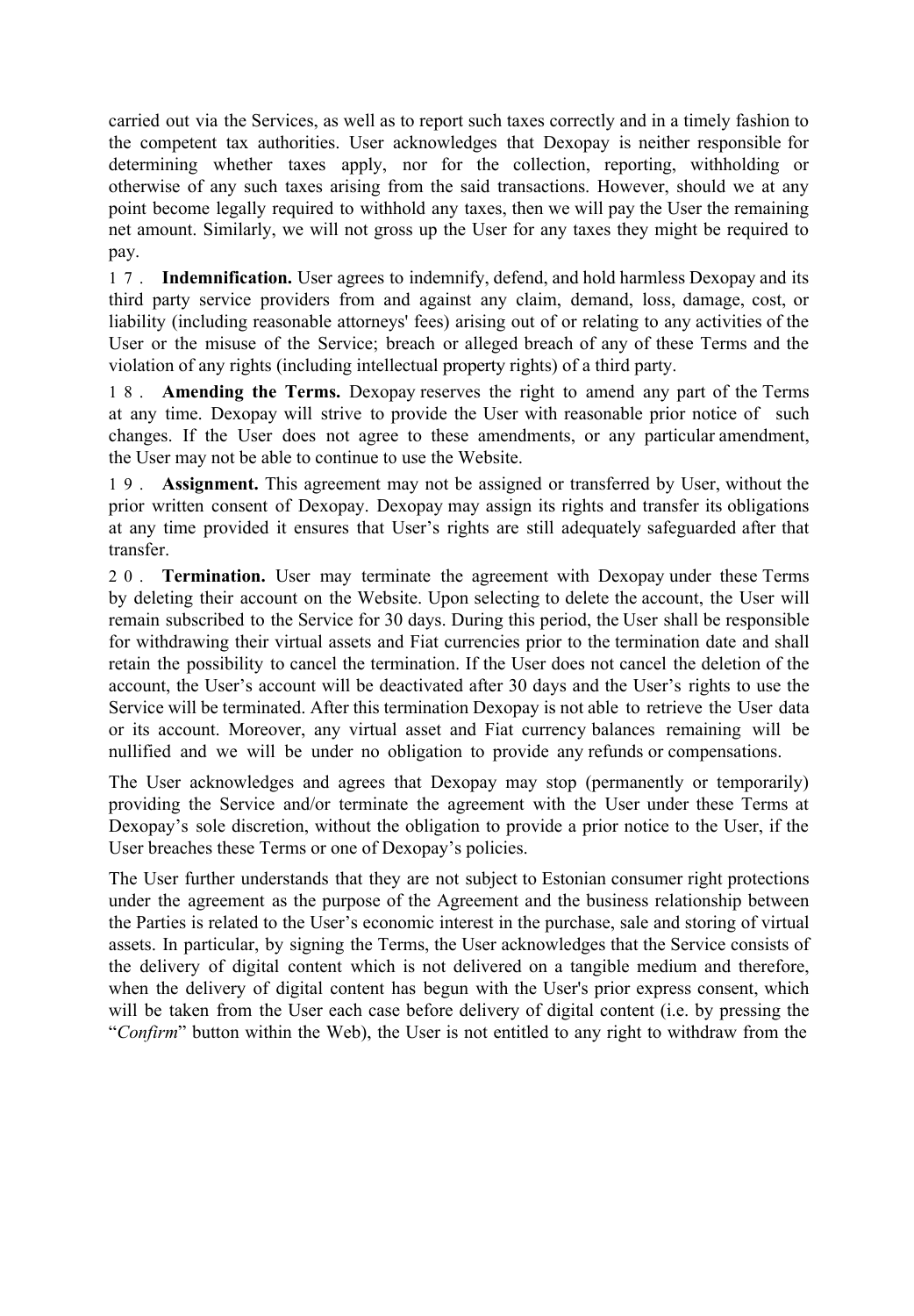carried out via the Services, as well as to report such taxes correctly and in a timely fashion to the competent tax authorities. User acknowledges that Dexopay is neither responsible for determining whether taxes apply, nor for the collection, reporting, withholding or otherwise of any such taxes arising from the said transactions. However, should we at any point become legally required to withhold any taxes, then we will pay the User the remaining net amount. Similarly, we will not gross up the User for any taxes they might be required to pay.

17. **Indemnification.** User agrees to indemnify, defend, and hold harmless Dexopay and its third party service providers from and against any claim, demand, loss, damage, cost, or liability (including reasonable attorneys' fees) arising out of or relating to any activities of the User or the misuse of the Service; breach or alleged breach of any of these Terms and the violation of any rights (including intellectual property rights) of a third party.

18. **Amending the Terms.** Dexopay reserves the right to amend any part of the Terms at any time. Dexopay will strive to provide the User with reasonable prior notice of such changes. If the User does not agree to these amendments, or any particular amendment, the User may not be able to continue to use the Website.

19. **Assignment.** This agreement may not be assigned or transferred by User, without the prior written consent of Dexopay. Dexopay may assign its rights and transfer its obligations at any time provided it ensures that User's rights are still adequately safeguarded after that transfer.

20. **Termination.** User may terminate the agreement with Dexopay under these Terms by deleting their account on the Website. Upon selecting to delete the account, the User will remain subscribed to the Service for 30 days. During this period, the User shall be responsible for withdrawing their virtual assets and Fiat currencies prior to the termination date and shall retain the possibility to cancel the termination. If the User does not cancel the deletion of the account, the User's account will be deactivated after 30 days and the User's rights to use the Service will be terminated. After this termination Dexopay is not able to retrieve the User data or its account. Moreover, any virtual asset and Fiat currency balances remaining will be nullified and we will be under no obligation to provide any refunds or compensations.

The User acknowledges and agrees that Dexopay may stop (permanently or temporarily) providing the Service and/or terminate the agreement with the User under these Terms at Dexopay's sole discretion, without the obligation to provide a prior notice to the User, if the User breaches these Terms or one of Dexopay's policies.

The User further understands that they are not subject to Estonian consumer right protections under the agreement as the purpose of the Agreement and the business relationship between the Parties is related to the User's economic interest in the purchase, sale and storing of virtual assets. In particular, by signing the Terms, the User acknowledges that the Service consists of the delivery of digital content which is not delivered on a tangible medium and therefore, when the delivery of digital content has begun with the User's prior express consent, which will be taken from the User each case before delivery of digital content (i.e. by pressing the "*Confirm*" button within the Web), the User is not entitled to any right to withdraw from the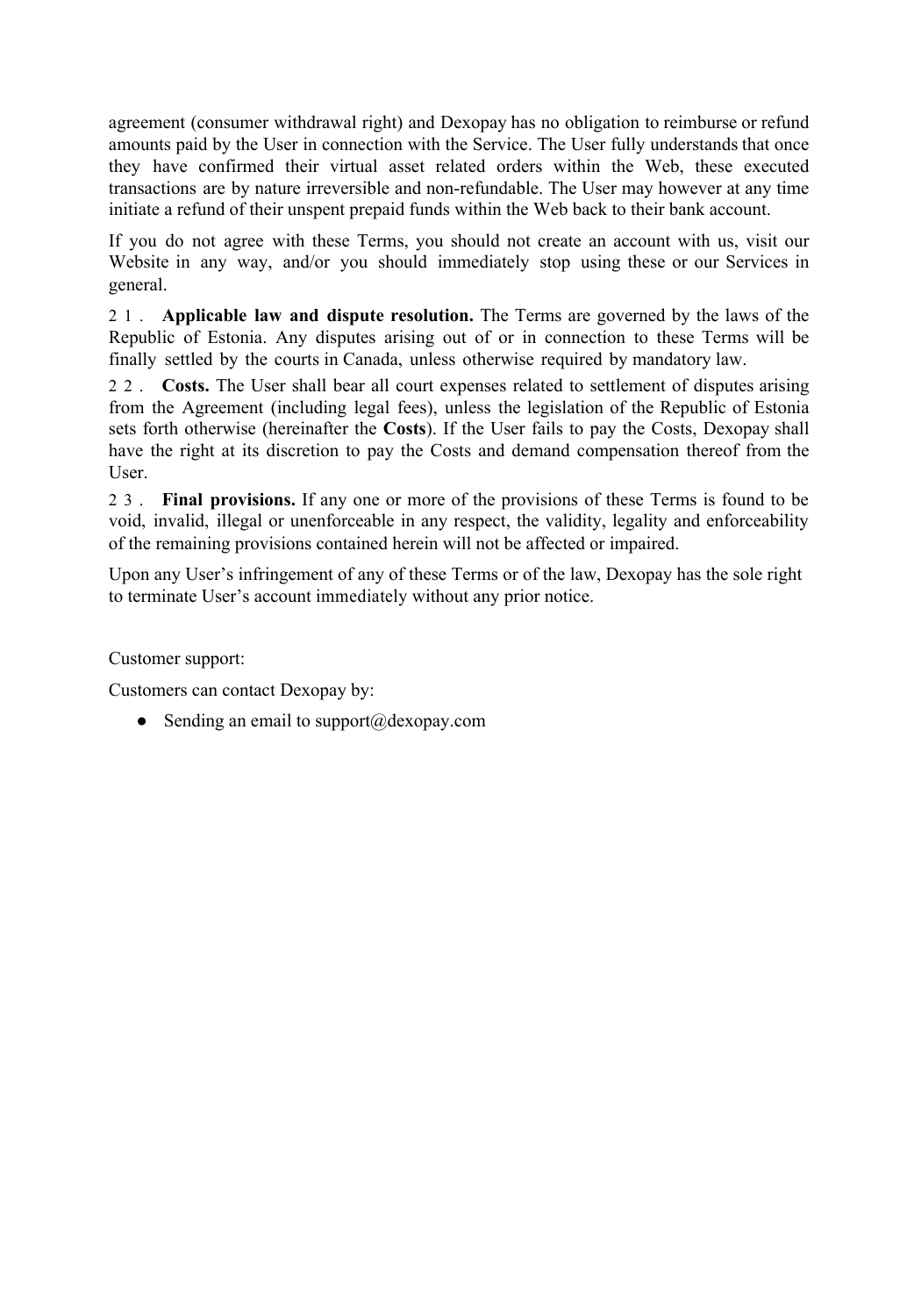agreement (consumer withdrawal right) and Dexopay has no obligation to reimburse or refund amounts paid by the User in connection with the Service. The User fully understands that once they have confirmed their virtual asset related orders within the Web, these executed transactions are by nature irreversible and non-refundable. The User may however at any time initiate a refund of their unspent prepaid funds within the Web back to their bank account.

If you do not agree with these Terms, you should not create an account with us, visit our Website in any way, and/or you should immediately stop using these or our Services in general.

21. **Applicable law and dispute resolution.** The Terms are governed by the laws of the Republic of Estonia. Any disputes arising out of or in connection to these Terms will be finally settled by the courts in Canada, unless otherwise required by mandatory law.

22. **Costs.** The User shall bear all court expenses related to settlement of disputes arising from the Agreement (including legal fees), unless the legislation of the Republic of Estonia sets forth otherwise (hereinafter the **Costs**). If the User fails to pay the Costs, Dexopay shall have the right at its discretion to pay the Costs and demand compensation thereof from the User.

23. **Final provisions.** If any one or more of the provisions of these Terms is found to be void, invalid, illegal or unenforceable in any respect, the validity, legality and enforceability of the remaining provisions contained herein will not be affected or impaired.

Upon any User's infringement of any of these Terms or of the law, Dexopay has the sole right to terminate User's account immediately without any prior notice.

Customer support:

Customers can contact Dexopay by:

- Sending an email to support@dexopay.com